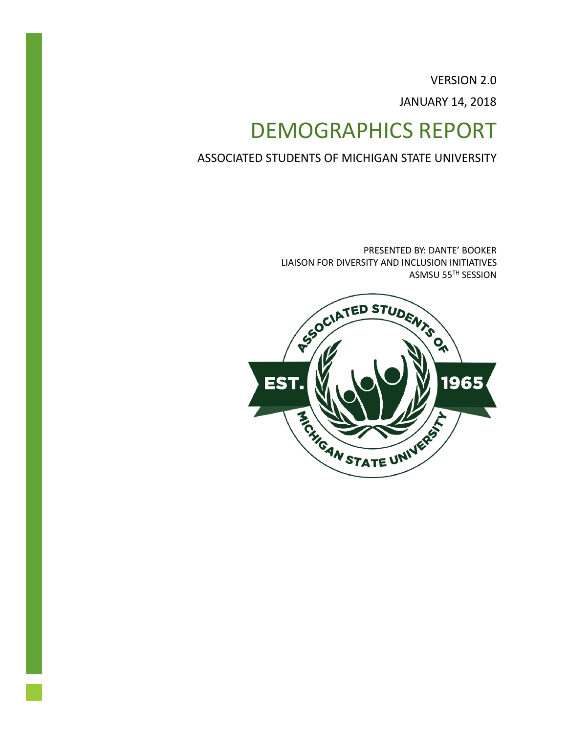VERSION 2.0

JANUARY 14, 2018

# DEMOGRAPHICS REPORT

ASSOCIATED STUDENTS OF MICHIGAN STATE UNIVERSITY

PRESENTED BY: DANTE' BOOKER
LIAISON FOR DIVERSITY AND INCLUSION INITIATIVES
ASMSU 55TH SESSION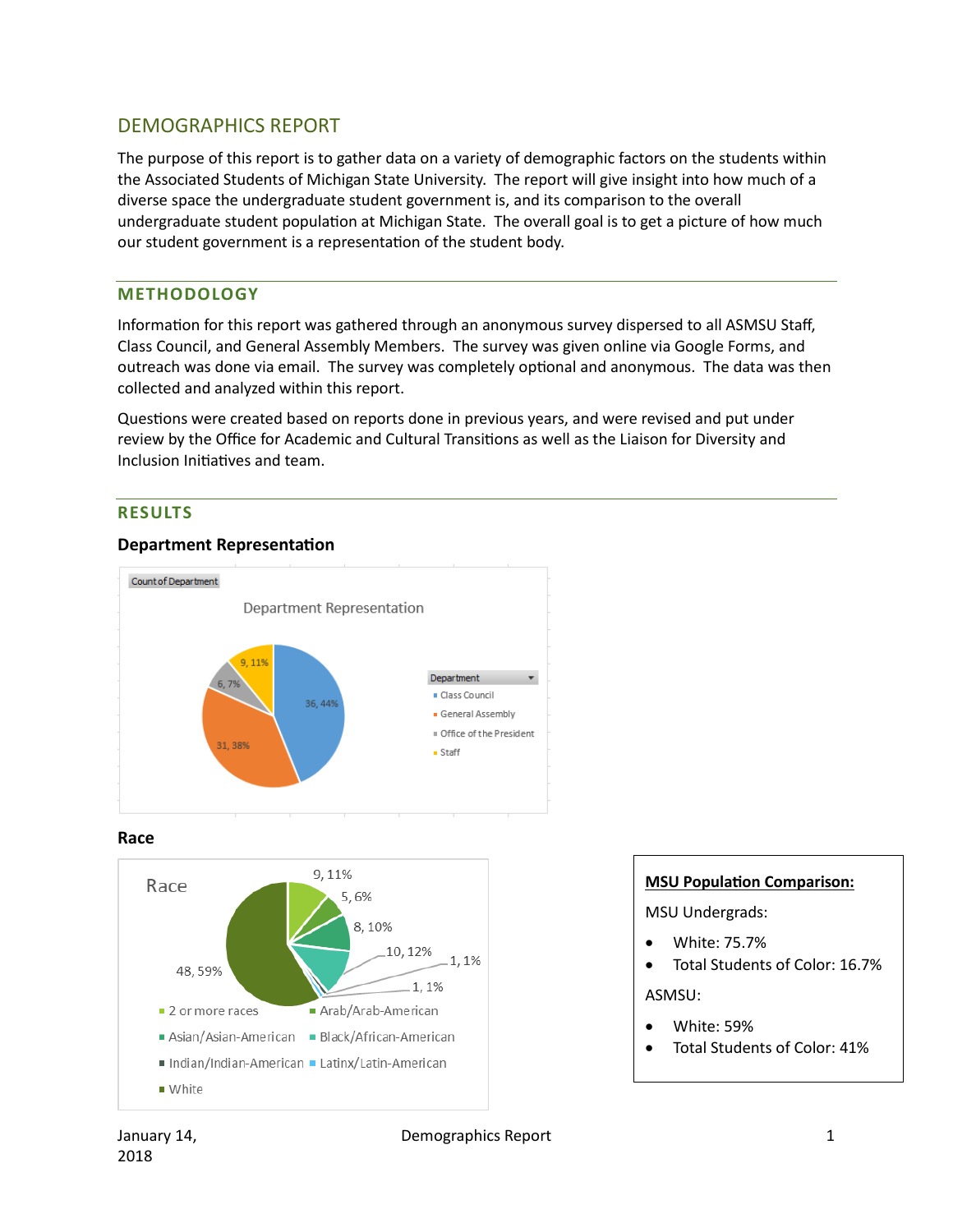## DEMOGRAPHICS REPORT

The purpose of this report is to gather data on a variety of demographic factors on the students within the Associated Students of Michigan State University. The report will give insight into how much of a diverse space the undergraduate student government is, and its comparison to the overall undergraduate student population at Michigan State. The overall goal is to get a picture of how much our student government is a representation of the student body.

### METHODOLOGY

Information for this report was gathered through an anonymous survey dispersed to all ASMSU Staff, Class Council, and General Assembly Members. The survey was given online via Google Forms, and outreach was done via email. The survey was completely optional and anonymous. The data was then collected and analyzed within this report.

Questions were created based on reports done in previous years, and were revised and put under review by the Office for Academic and Cultural Transitions as well as the Liaison for Diversity and Inclusion Initiatives and team.

### RESULTS

#### Department Representation

Count of Department

Department Representation

| Department | Count | Percent |
|---|---|---|
| Class Council | 36 | 44% |
| General Assembly | 31 | 38% |
| Office of the President | 6 | 7% |
| Staff | 9 | 11% |

#### Race

Race

| Race | Count | Percent |
|---|---|---|
| 2 or more races | 9 | 11% |
| Arab/Arab-American | 5 | 6% |
| Asian/Asian-American | 8 | 10% |
| Black/African-American | 10 | 12% |
| Indian/Indian-American | 1 | 1% |
| Latinx/Latin-American | 1 | 1% |
| White | 48 | 59% |

**MSU Population Comparison:**

MSU Undergrads:

- White: 75.7%
- Total Students of Color: 16.7%

ASMSU:

- White: 59%
- Total Students of Color: 41%

January 14, 2018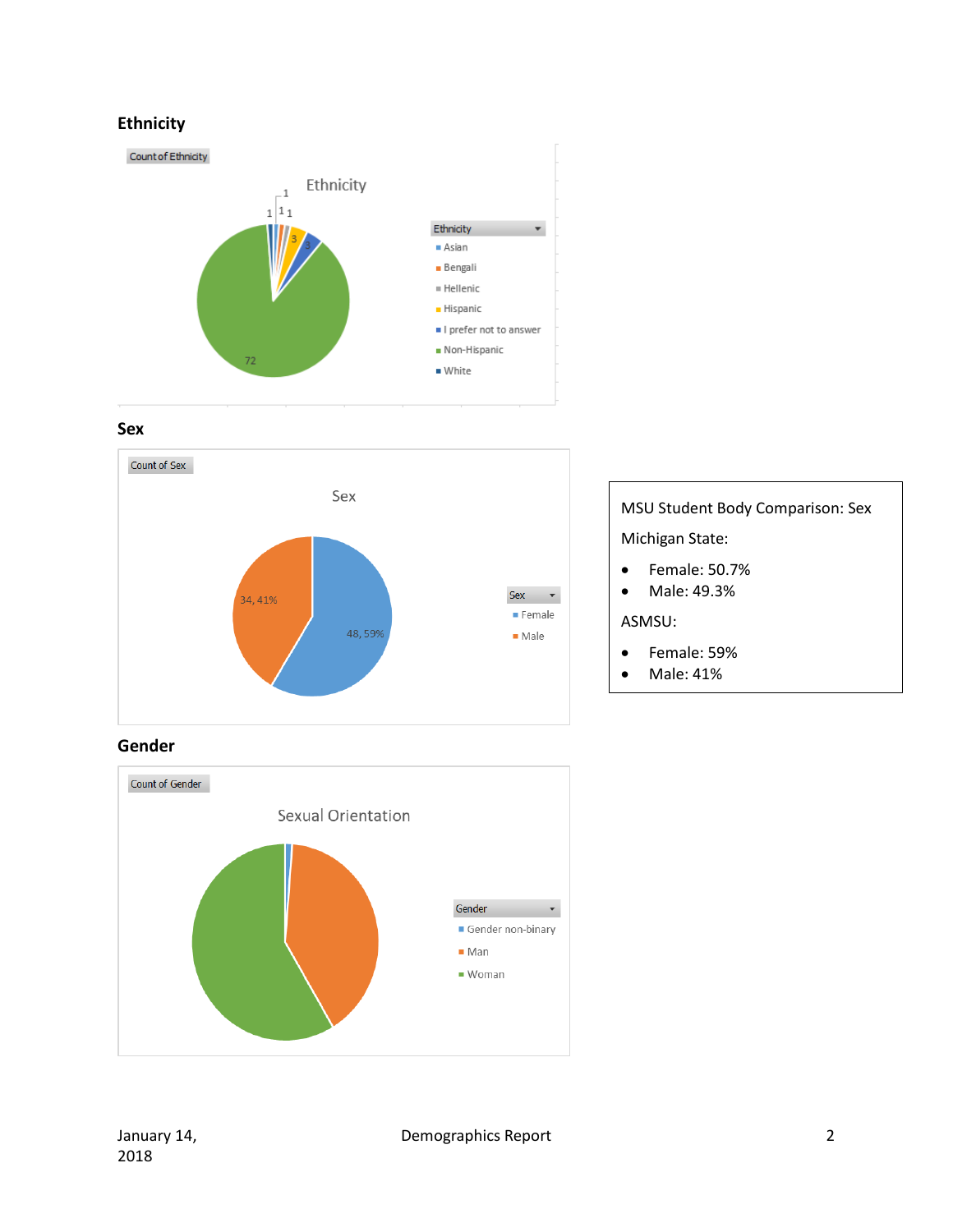## Ethnicity

Count of Ethnicity

Ethnicity

- Asian
- Bengali
- Hellenic
- Hispanic
- I prefer not to answer
- Non-Hispanic
- White

72, 3, 3, 1, 1, 1, 1

## Sex

Count of Sex

Sex

- Female
- Male

34, 41%

48, 59%

MSU Student Body Comparison: Sex

Michigan State:

- Female: 50.7%
- Male: 49.3%

ASMSU:

- Female: 59%
- Male: 41%

## Gender

Count of Gender

Sexual Orientation

- Gender non-binary
- Man
- Woman

January 14, 2018 — Demographics Report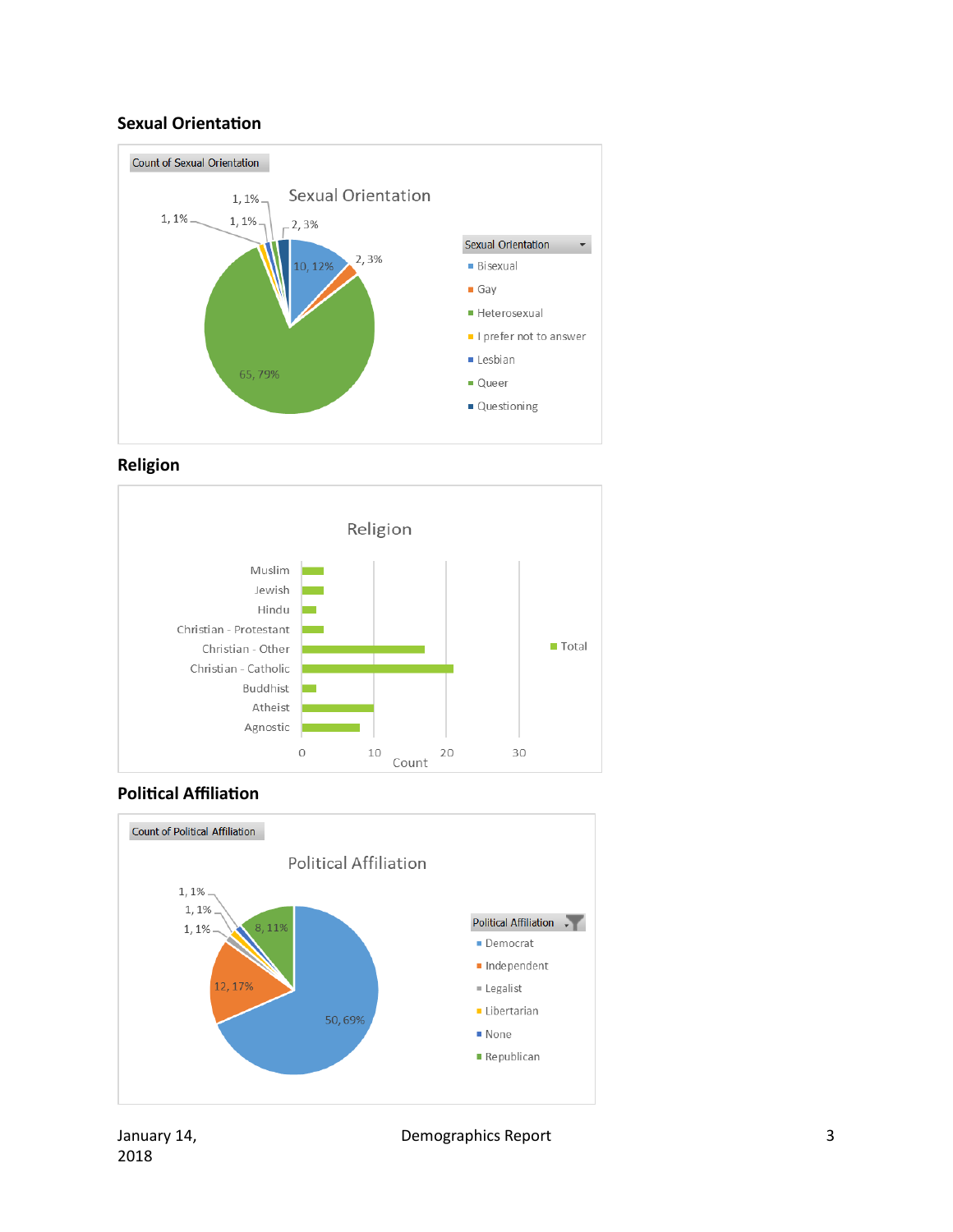## Sexual Orientation

Count of Sexual Orientation

Sexual Orientation

- Bisexual: 10, 12%
- Gay: 2, 3%
- Heterosexual: 65, 79%
- I prefer not to answer: 1, 1%
- Lesbian: 1, 1%
- Queer: 1, 1%
- Questioning: 2, 3%

## Religion

Religion

| Religion | Total |
| --- | --- |
| Muslim | 3 |
| Jewish | 3 |
| Hindu | 2 |
| Christian - Protestant | 3 |
| Christian - Other | 17 |
| Christian - Catholic | 21 |
| Buddhist | 2 |
| Atheist | 10 |
| Agnostic | 8 |

Count

## Political Affiliation

Count of Political Affiliation

Political Affiliation

- Democrat: 50, 69%
- Independent: 12, 17%
- Legalist: 1, 1%
- Libertarian: 1, 1%
- None: 1, 1%
- Republican: 8, 11%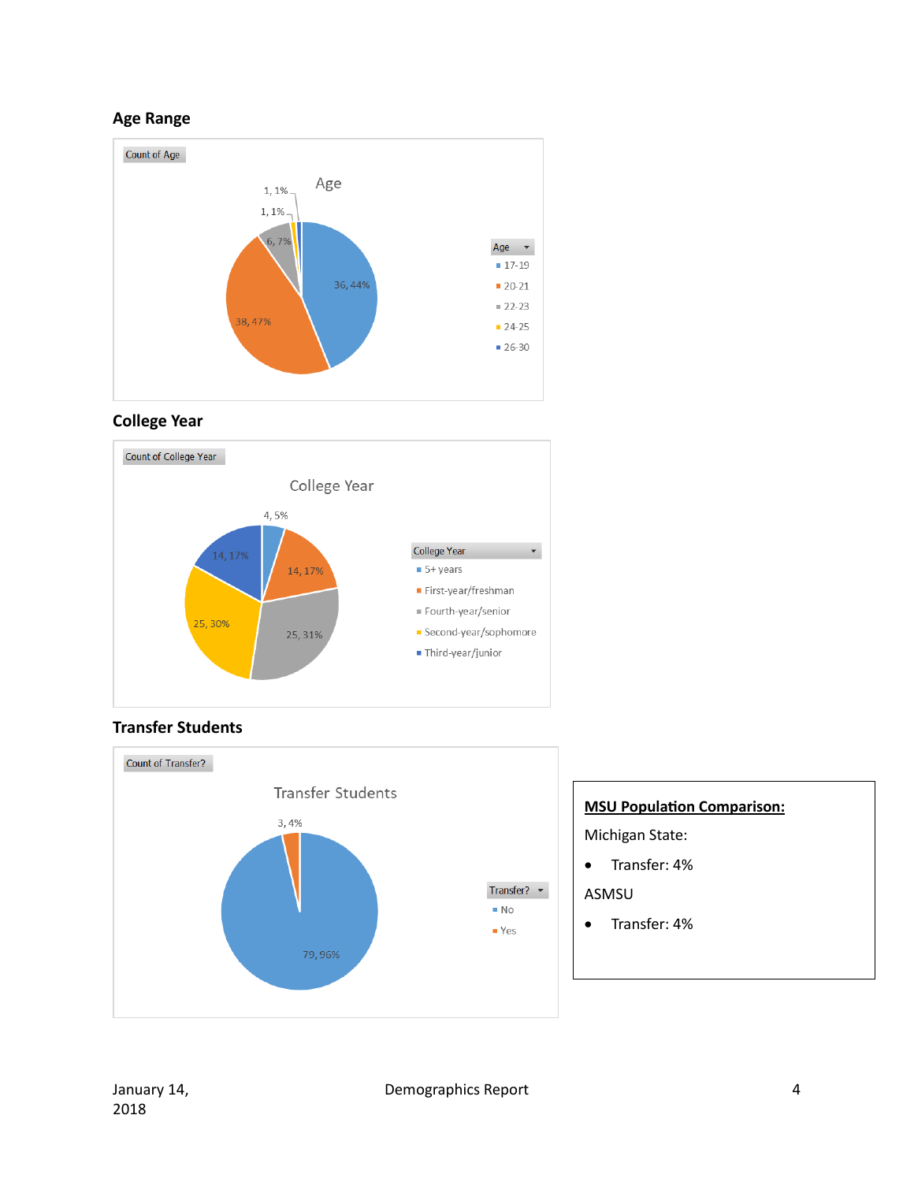## Age Range

Count of Age

**Age**

| Age | Count, % |
|---|---|
| 17-19 | 36, 44% |
| 20-21 | 38, 47% |
| 22-23 | 6, 7% |
| 24-25 | 1, 1% |
| 26-30 | 1, 1% |

## College Year

Count of College Year

**College Year**

| College Year | Count, % |
|---|---|
| 5+ years | 4, 5% |
| First-year/freshman | 14, 17% |
| Fourth-year/senior | 25, 31% |
| Second-year/sophomore | 25, 30% |
| Third-year/junior | 14, 17% |

## Transfer Students

Count of Transfer?

**Transfer Students**

| Transfer? | Count, % |
|---|---|
| No | 79, 96% |
| Yes | 3, 4% |

**MSU Population Comparison:**

Michigan State:

- Transfer: 4%

ASMSU

- Transfer: 4%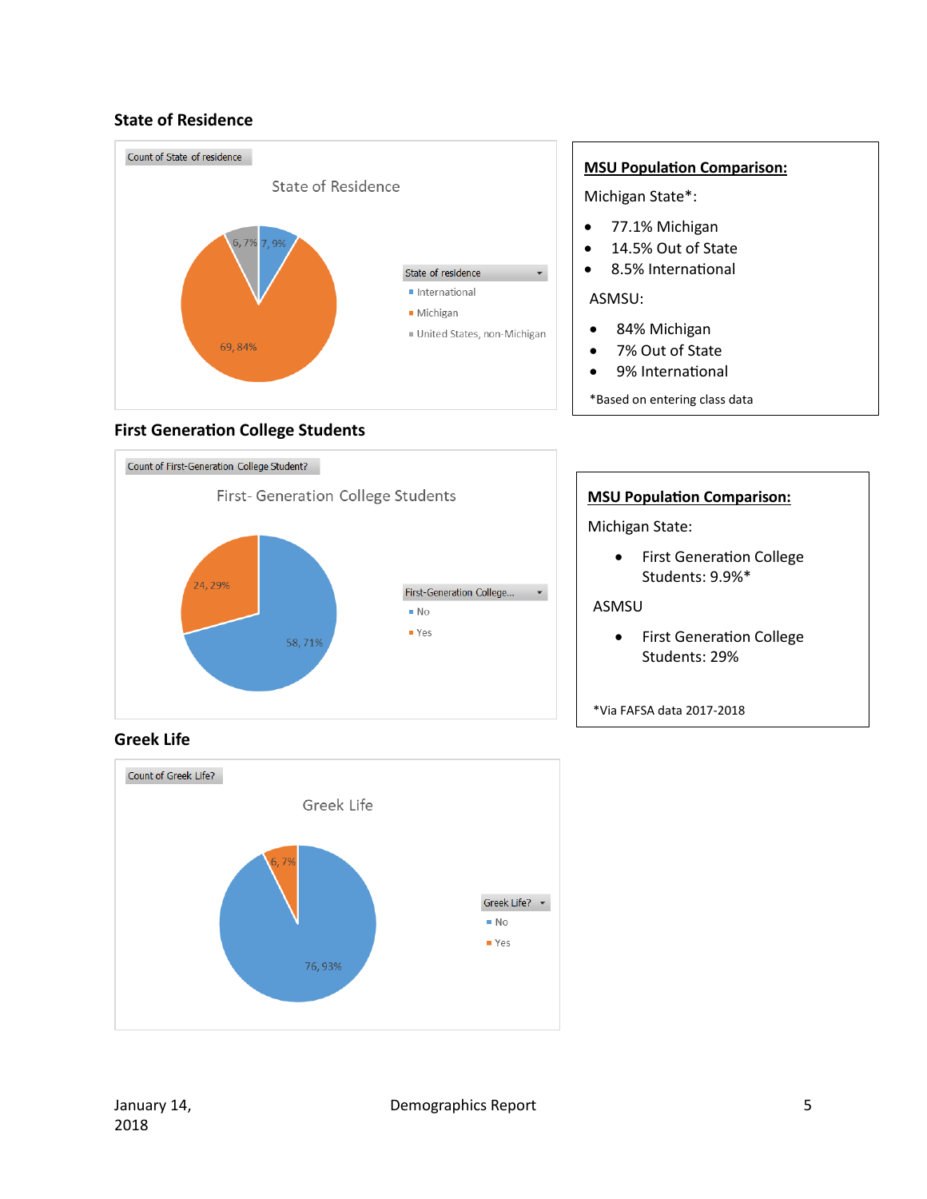## State of Residence

Count of State of residence

State of Residence

- 6, 7%
- 7, 9%
- 69, 84%

State of residence
- International
- Michigan
- United States, non-Michigan

**MSU Population Comparison:**

Michigan State*:

- 77.1% Michigan
- 14.5% Out of State
- 8.5% International

ASMSU:

- 84% Michigan
- 7% Out of State
- 9% International

*Based on entering class data

## First Generation College Students

Count of First-Generation College Student?

First- Generation College Students

- 24, 29%
- 58, 71%

First-Generation College...
- No
- Yes

**MSU Population Comparison:**

Michigan State:

- First Generation College Students: 9.9%*

ASMSU

- First Generation College Students: 29%

*Via FAFSA data 2017-2018

## Greek Life

Count of Greek Life?

Greek Life

- 6, 7%
- 76, 93%

Greek Life?
- No
- Yes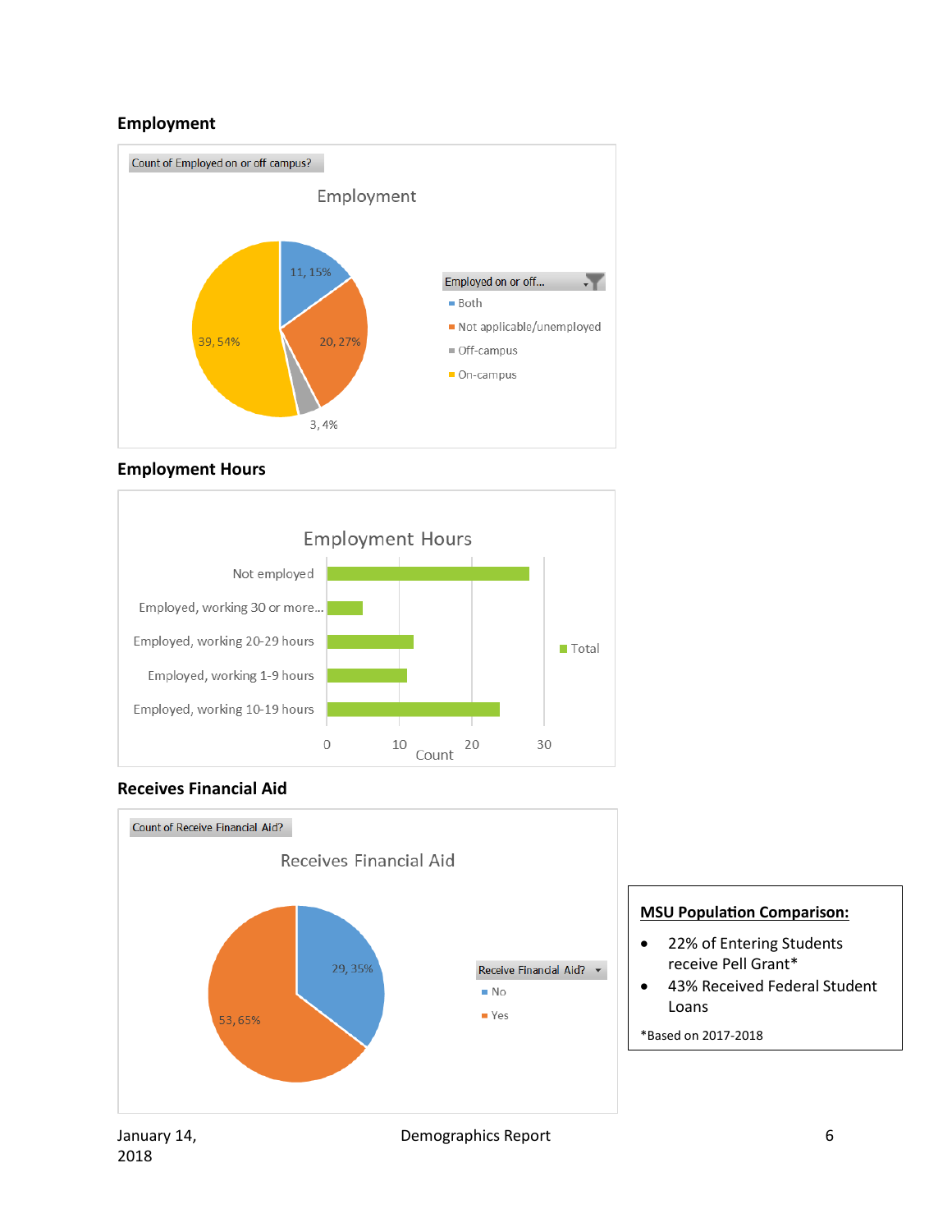## Employment

Count of Employed on or off campus?

Employment

| Employed on or off... | Count, % |
| --- | --- |
| Both | 11, 15% |
| Not applicable/unemployed | 20, 27% |
| Off-campus | 3, 4% |
| On-campus | 39, 54% |

## Employment Hours

Employment Hours

- Not employed
- Employed, working 30 or more...
- Employed, working 20-29 hours
- Employed, working 1-9 hours
- Employed, working 10-19 hours

Count: 0, 10, 20, 30

Total

## Receives Financial Aid

Count of Receive Financial Aid?

Receives Financial Aid

| Receive Financial Aid? | Count, % |
| --- | --- |
| No | 29, 35% |
| Yes | 53, 65% |

**MSU Population Comparison:**

- 22% of Entering Students receive Pell Grant*
- 43% Received Federal Student Loans

*Based on 2017-2018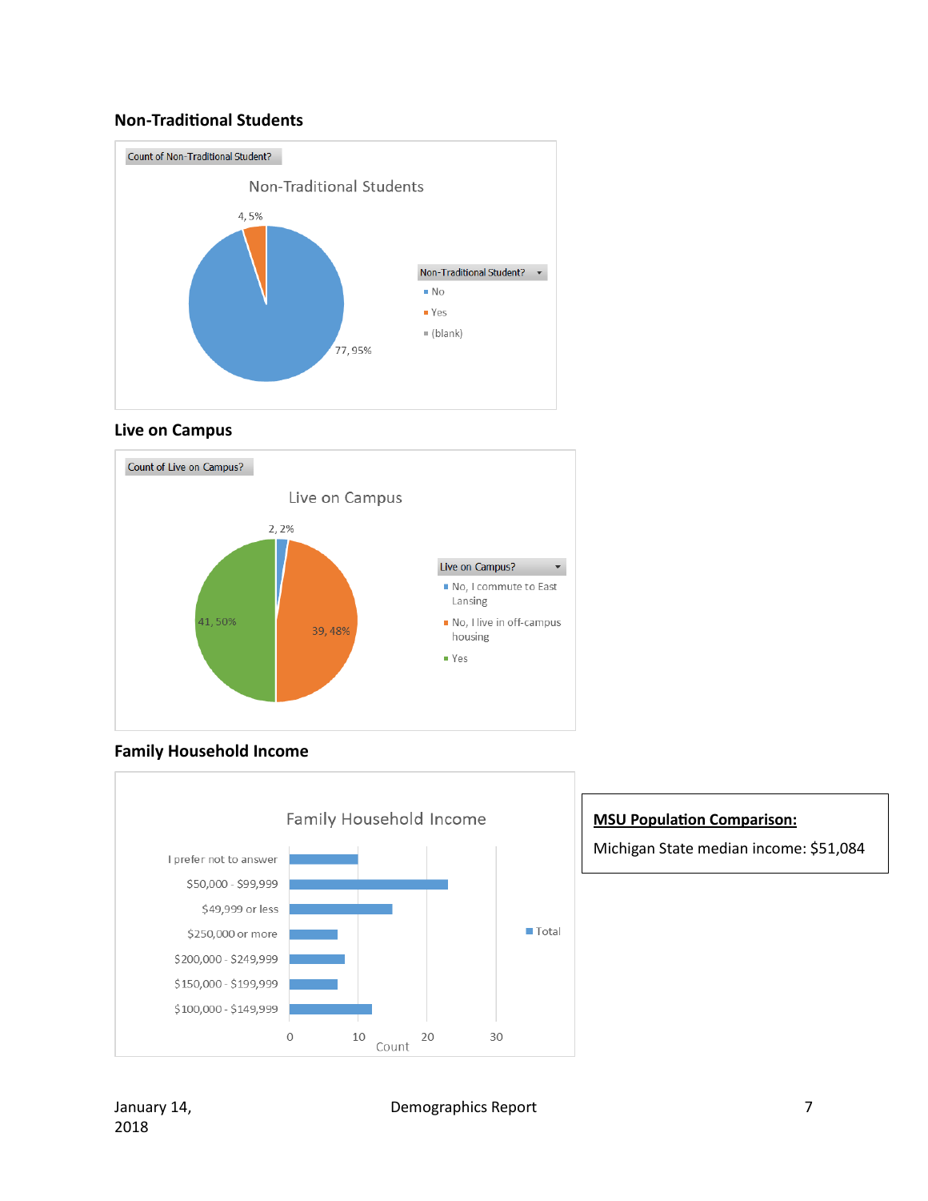## Non-Traditional Students

Count of Non-Traditional Student?

Non-Traditional Students

| Non-Traditional Student? | Count | Percent |
|---|---|---|
| No | 77 | 95% |
| Yes | 4 | 5% |
| (blank) | | |

## Live on Campus

Count of Live on Campus?

Live on Campus

| Live on Campus? | Count | Percent |
|---|---|---|
| No, I commute to East Lansing | 2 | 2% |
| No, I live in off-campus housing | 39 | 48% |
| Yes | 41 | 50% |

## Family Household Income

Family Household Income

| Family Household Income | Total (Count) |
|---|---|
| I prefer not to answer | 10 |
| $50,000 - $99,999 | 23 |
| $49,999 or less | 15 |
| $250,000 or more | 7 |
| $200,000 - $249,999 | 8 |
| $150,000 - $199,999 | 7 |
| $100,000 - $149,999 | 12 |

**MSU Population Comparison:**

Michigan State median income: $51,084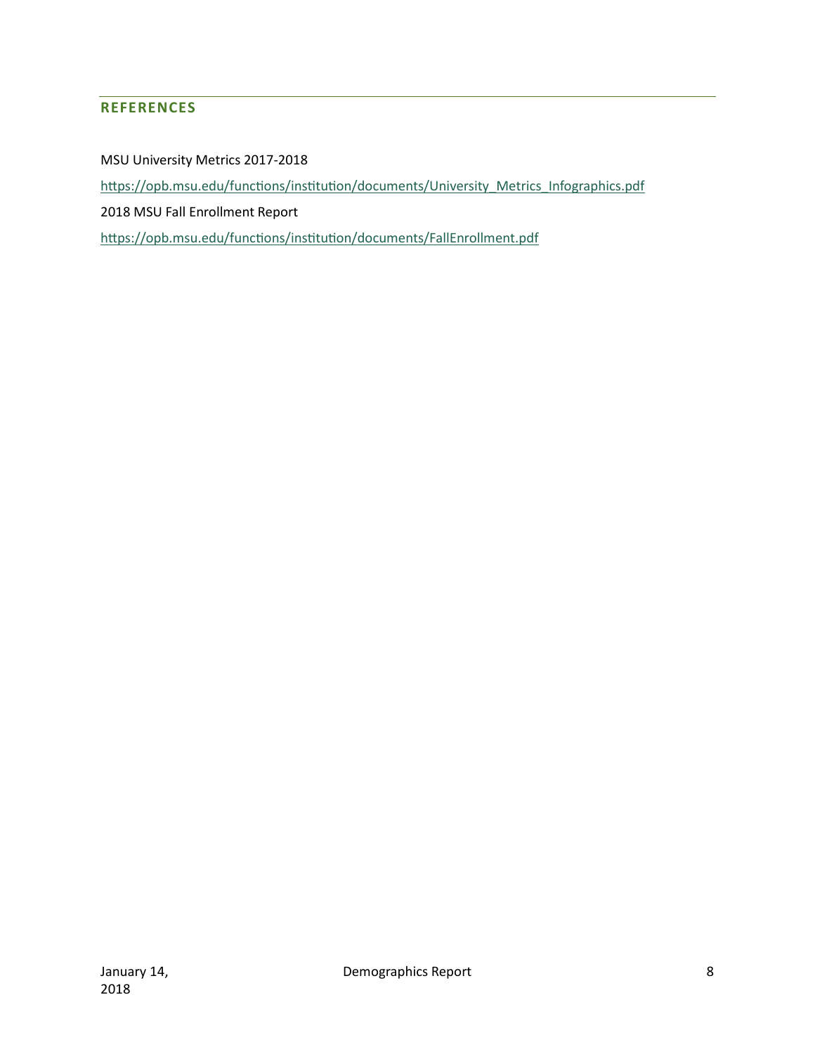## REFERENCES

MSU University Metrics 2017-2018

https://opb.msu.edu/functions/institution/documents/University_Metrics_Infographics.pdf

2018 MSU Fall Enrollment Report

https://opb.msu.edu/functions/institution/documents/FallEnrollment.pdf